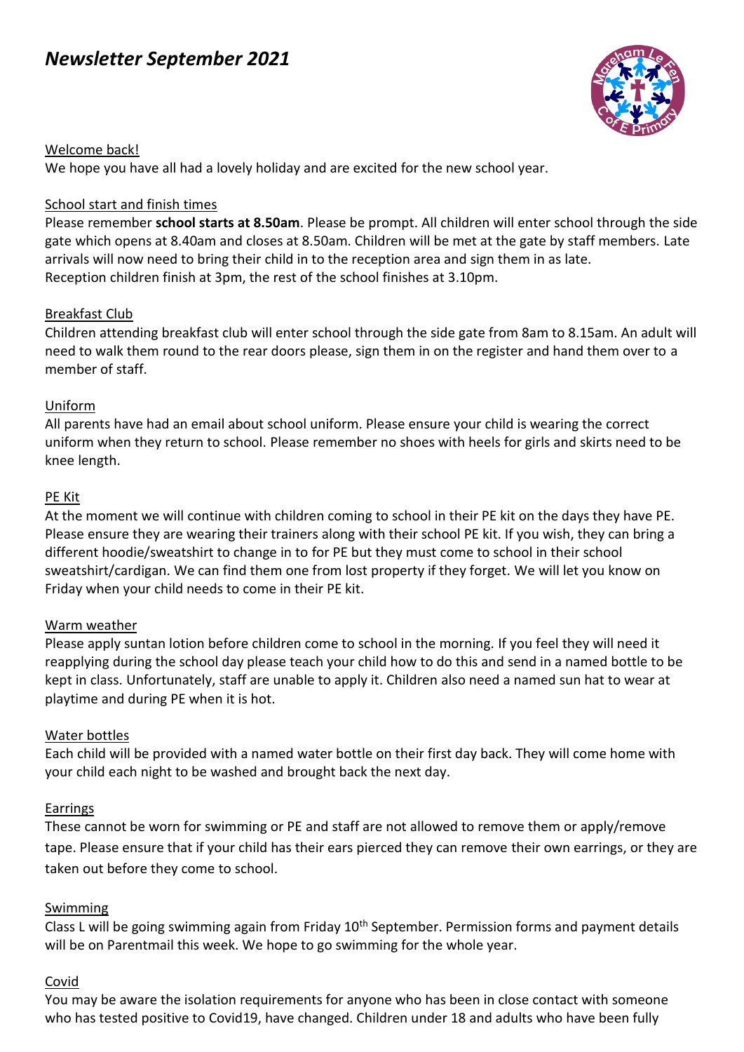// Newsletter September 2021

# *Newsletter September 2021*

Welcome back!

We hope you have all had a lovely holiday and are excited for the new school year.

School start and finish times

Please remember **school starts at 8.50am**. Please be prompt. All children will enter school through the side gate which opens at 8.40am and closes at 8.50am. Children will be met at the gate by staff members. Late arrivals will now need to bring their child in to the reception area and sign them in as late.

Reception children finish at 3pm, the rest of the school finishes at 3.10pm.

Breakfast Club

Children attending breakfast club will enter school through the side gate from 8am to 8.15am. An adult will need to walk them round to the rear doors please, sign them in on the register and hand them over to a member of staff.

Uniform

All parents have had an email about school uniform. Please ensure your child is wearing the correct uniform when they return to school. Please remember no shoes with heels for girls and skirts need to be knee length.

PE Kit

At the moment we will continue with children coming to school in their PE kit on the days they have PE. Please ensure they are wearing their trainers along with their school PE kit. If you wish, they can bring a different hoodie/sweatshirt to change in to for PE but they must come to school in their school sweatshirt/cardigan. We can find them one from lost property if they forget. We will let you know on Friday when your child needs to come in their PE kit.

Warm weather

Please apply suntan lotion before children come to school in the morning. If you feel they will need it reapplying during the school day please teach your child how to do this and send in a named bottle to be kept in class. Unfortunately, staff are unable to apply it. Children also need a named sun hat to wear at playtime and during PE when it is hot.

Water bottles

Each child will be provided with a named water bottle on their first day back. They will come home with your child each night to be washed and brought back the next day.

Earrings

These cannot be worn for swimming or PE and staff are not allowed to remove them or apply/remove tape. Please ensure that if your child has their ears pierced they can remove their own earrings, or they are taken out before they come to school.

Swimming

Class L will be going swimming again from Friday 10th September. Permission forms and payment details will be on Parentmail this week. We hope to go swimming for the whole year.

Covid

You may be aware the isolation requirements for anyone who has been in close contact with someone who has tested positive to Covid19, have changed. Children under 18 and adults who have been fully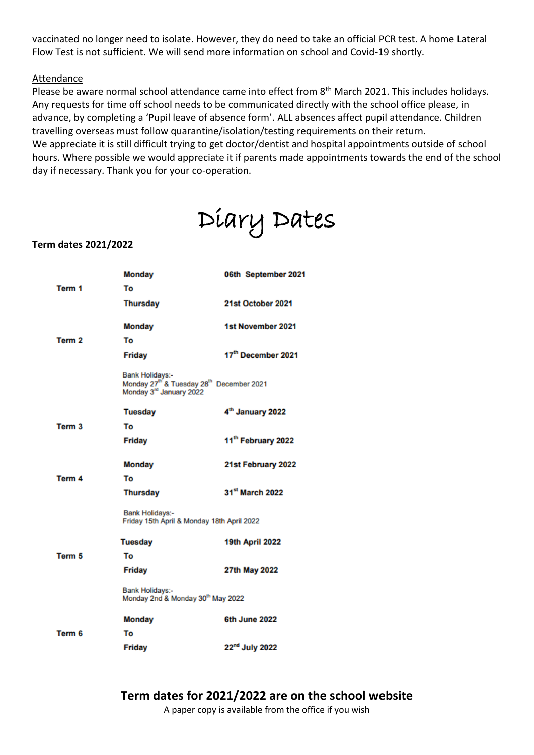vaccinated no longer need to isolate. However, they do need to take an official PCR test. A home Lateral Flow Test is not sufficient. We will send more information on school and Covid-19 shortly.

Attendance

Please be aware normal school attendance came into effect from 8th March 2021. This includes holidays. Any requests for time off school needs to be communicated directly with the school office please, in advance, by completing a 'Pupil leave of absence form'. ALL absences affect pupil attendance. Children travelling overseas must follow quarantine/isolation/testing requirements on their return.

We appreciate it is still difficult trying to get doctor/dentist and hospital appointments outside of school hours. Where possible we would appreciate it if parents made appointments towards the end of the school day if necessary. Thank you for your co-operation.

# Diary Dates

**Term dates 2021/2022**

| | | |
|---|---|---|
| | **Monday** | **06th September 2021** |
| **Term 1** | **To** | |
| | **Thursday** | **21st October 2021** |
| | **Monday** | **1st November 2021** |
| **Term 2** | **To** | |
| | **Friday** | **17th December 2021** |
| | Bank Holidays:- Monday 27th & Tuesday 28th December 2021 Monday 3rd January 2022 | |
| | **Tuesday** | **4th January 2022** |
| **Term 3** | **To** | |
| | **Friday** | **11th February 2022** |
| | **Monday** | **21st February 2022** |
| **Term 4** | **To** | |
| | **Thursday** | **31st March 2022** |
| | Bank Holidays:- Friday 15th April & Monday 18th April 2022 | |
| | **Tuesday** | **19th April 2022** |
| **Term 5** | **To** | |
| | **Friday** | **27th May 2022** |
| | Bank Holidays:- Monday 2nd & Monday 30th May 2022 | |
| | **Monday** | **6th June 2022** |
| **Term 6** | **To** | |
| | **Friday** | **22nd July 2022** |

**Term dates for 2021/2022 are on the school website**

A paper copy is available from the office if you wish